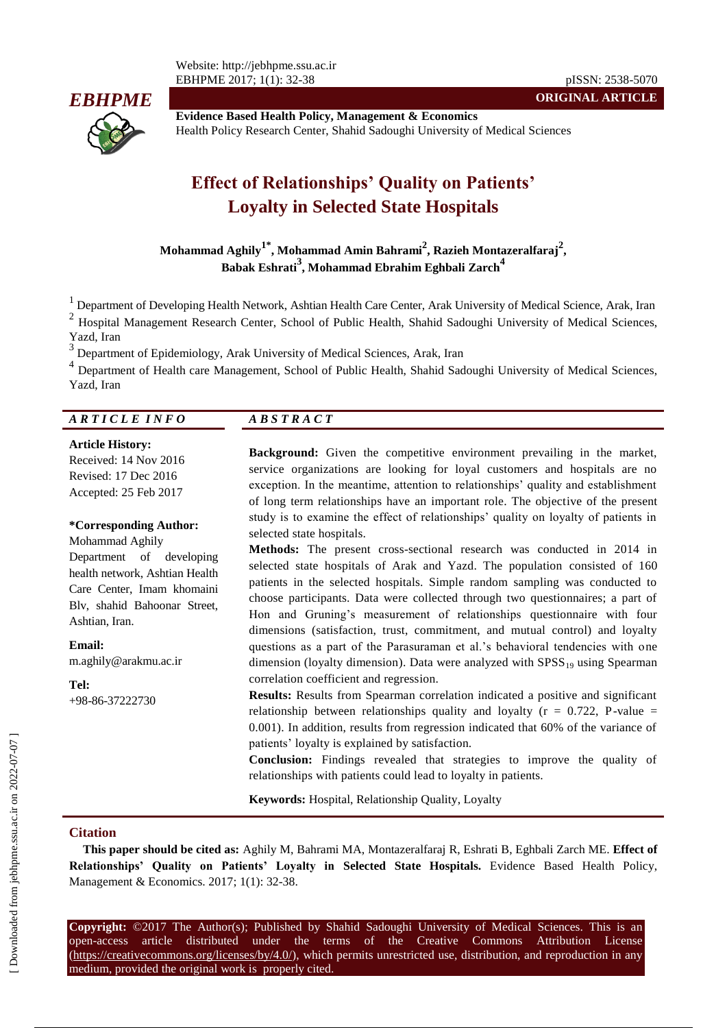**ORIGINAL ARTICLE**

**Evidence Based Health Policy, Management & Economics**
Health Policy Research Center, Shahid Sadoughi University of Medical Sciences

# Effect of Relationships' Quality on Patients' Loyalty in Selected State Hospitals

**Mohammad Aghily[1*], Mohammad Amin Bahrami[2], Razieh Montazeralfaraj[2], Babak Eshrati[3], Mohammad Ebrahim Eghbali Zarch[4]**

[1] Department of Developing Health Network, Ashtian Health Care Center, Arak University of Medical Science, Arak, Iran
[2] Hospital Management Research Center, School of Public Health, Shahid Sadoughi University of Medical Sciences, Yazd, Iran
[3] Department of Epidemiology, Arak University of Medical Sciences, Arak, Iran
[4] Department of Health care Management, School of Public Health, Shahid Sadoughi University of Medical Sciences, Yazd, Iran

## ARTICLE INFO

**Article History:**
Received: 14 Nov 2016
Revised: 17 Dec 2016
Accepted: 25 Feb 2017

**\*Corresponding Author:**
Mohammad Aghily
Department of developing health network, Ashtian Health Care Center, Imam khomaini Blv, shahid Bahoonar Street, Ashtian, Iran.

**Email:**
m.aghily@arakmu.ac.ir

**Tel:**
+98-86-37222730

## ABSTRACT

**Background:** Given the competitive environment prevailing in the market, service organizations are looking for loyal customers and hospitals are no exception. In the meantime, attention to relationships' quality and establishment of long term relationships have an important role. The objective of the present study is to examine the effect of relationships' quality on loyalty of patients in selected state hospitals.

**Methods:** The present cross-sectional research was conducted in 2014 in selected state hospitals of Arak and Yazd. The population consisted of 160 patients in the selected hospitals. Simple random sampling was conducted to choose participants. Data were collected through two questionnaires; a part of Hon and Gruning's measurement of relationships questionnaire with four dimensions (satisfaction, trust, commitment, and mutual control) and loyalty questions as a part of the Parasuraman et al.'s behavioral tendencies with one dimension (loyalty dimension). Data were analyzed with $SPSS_{19}$ using Spearman correlation coefficient and regression.

**Results:** Results from Spearman correlation indicated a positive and significant relationship between relationships quality and loyalty ($r = 0.722$, P-value = 0.001). In addition, results from regression indicated that 60% of the variance of patients' loyalty is explained by satisfaction.

**Conclusion:** Findings revealed that strategies to improve the quality of relationships with patients could lead to loyalty in patients.

**Keywords:** Hospital, Relationship Quality, Loyalty

## Citation

**This paper should be cited as:** Aghily M, Bahrami MA, Montazeralfaraj R, Eshrati B, Eghbali Zarch ME. **Effect of Relationships' Quality on Patients' Loyalty in Selected State Hospitals.** Evidence Based Health Policy, Management & Economics. 2017; 1(1): 32-38.

**Copyright:** ©2017 The Author(s); Published by Shahid Sadoughi University of Medical Sciences. This is an open-access article distributed under the terms of the Creative Commons Attribution License (https://creativecommons.org/licenses/by/4.0/), which permits unrestricted use, distribution, and reproduction in any medium, provided the original work is properly cited.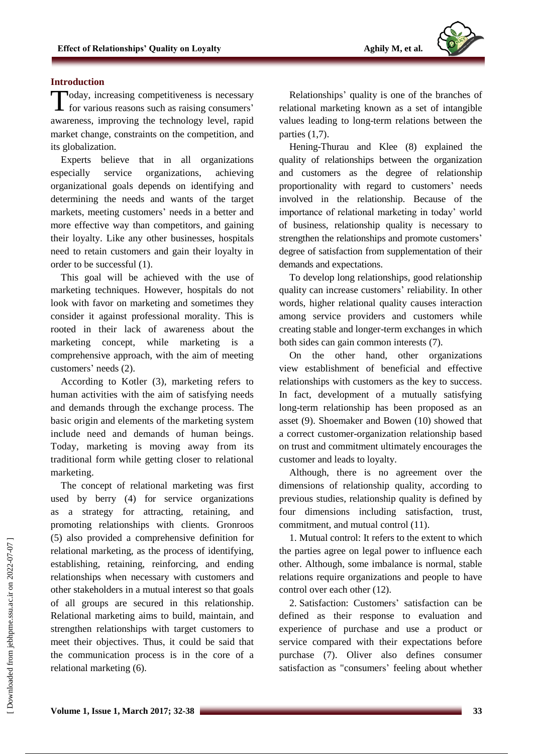## Introduction

Today, increasing competitiveness is necessary for various reasons such as raising consumers' awareness, improving the technology level, rapid market change, constraints on the competition, and its globalization.

Experts believe that in all organizations especially service organizations, achieving organizational goals depends on identifying and determining the needs and wants of the target markets, meeting customers' needs in a better and more effective way than competitors, and gaining their loyalty. Like any other businesses, hospitals need to retain customers and gain their loyalty in order to be successful (1).

This goal will be achieved with the use of marketing techniques. However, hospitals do not look with favor on marketing and sometimes they consider it against professional morality. This is rooted in their lack of awareness about the marketing concept, while marketing is a comprehensive approach, with the aim of meeting customers' needs (2).

According to Kotler (3), marketing refers to human activities with the aim of satisfying needs and demands through the exchange process. The basic origin and elements of the marketing system include need and demands of human beings. Today, marketing is moving away from its traditional form while getting closer to relational marketing.

The concept of relational marketing was first used by berry (4) for service organizations as a strategy for attracting, retaining, and promoting relationships with clients. Gronroos (5) also provided a comprehensive definition for relational marketing, as the process of identifying, establishing, retaining, reinforcing, and ending relationships when necessary with customers and other stakeholders in a mutual interest so that goals of all groups are secured in this relationship. Relational marketing aims to build, maintain, and strengthen relationships with target customers to meet their objectives. Thus, it could be said that the communication process is in the core of a relational marketing (6).

Relationships' quality is one of the branches of relational marketing known as a set of intangible values leading to long-term relations between the parties (1,7).

Hening-Thurau and Klee (8) explained the quality of relationships between the organization and customers as the degree of relationship proportionality with regard to customers' needs involved in the relationship. Because of the importance of relational marketing in today' world of business, relationship quality is necessary to strengthen the relationships and promote customers' degree of satisfaction from supplementation of their demands and expectations.

To develop long relationships, good relationship quality can increase customers' reliability. In other words, higher relational quality causes interaction among service providers and customers while creating stable and longer-term exchanges in which both sides can gain common interests (7).

On the other hand, other organizations view establishment of beneficial and effective relationships with customers as the key to success. In fact, development of a mutually satisfying long-term relationship has been proposed as an asset (9). Shoemaker and Bowen (10) showed that a correct customer-organization relationship based on trust and commitment ultimately encourages the customer and leads to loyalty.

Although, there is no agreement over the dimensions of relationship quality, according to previous studies, relationship quality is defined by four dimensions including satisfaction, trust, commitment, and mutual control (11).

1. Mutual control: It refers to the extent to which the parties agree on legal power to influence each other. Although, some imbalance is normal, stable relations require organizations and people to have control over each other (12).

2. Satisfaction: Customers' satisfaction can be defined as their response to evaluation and experience of purchase and use a product or service compared with their expectations before purchase (7). Oliver also defines consumer satisfaction as "consumers' feeling about whether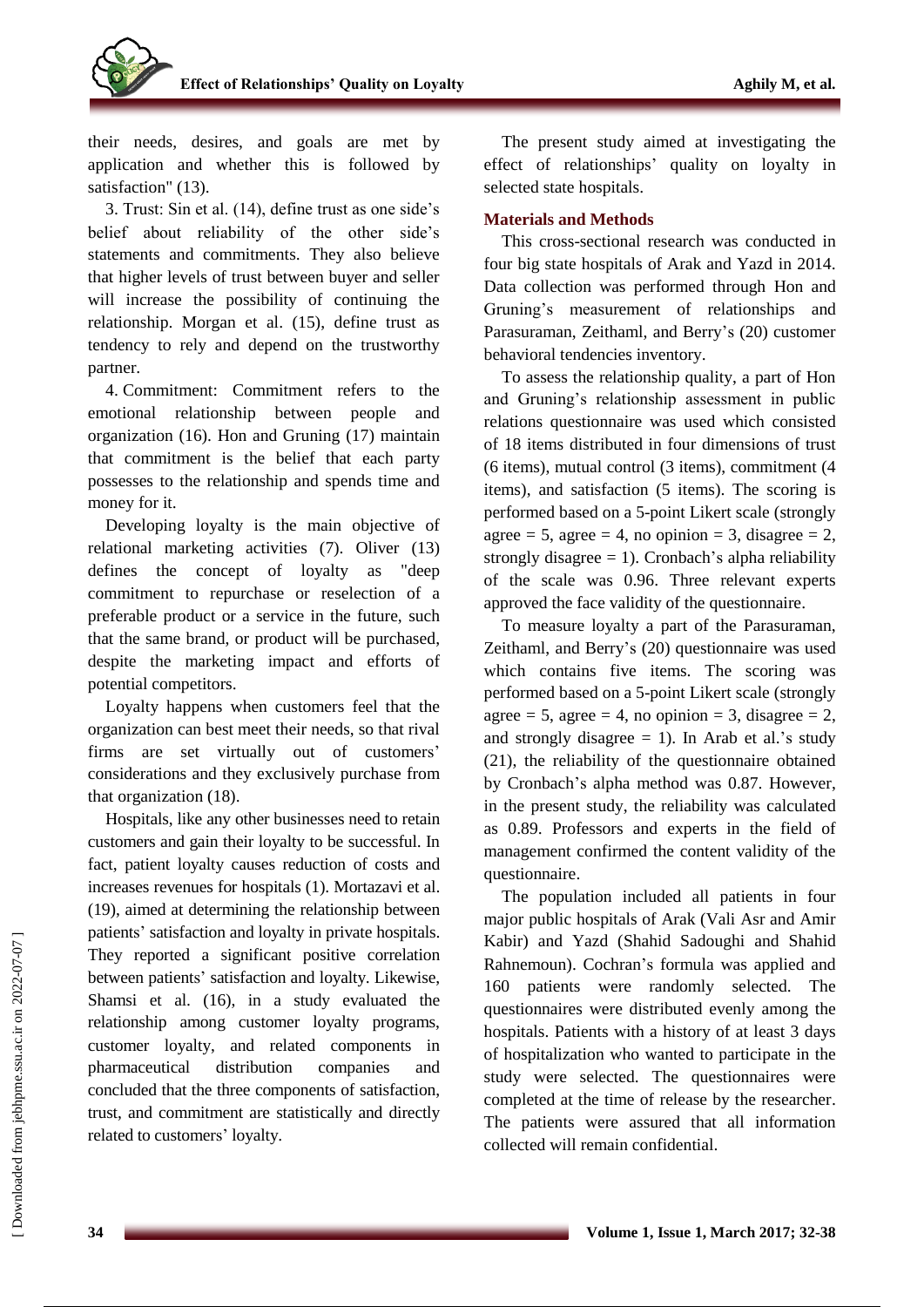their needs, desires, and goals are met by application and whether this is followed by satisfaction" (13).

3. Trust: Sin et al. (14), define trust as one side's belief about reliability of the other side's statements and commitments. They also believe that higher levels of trust between buyer and seller will increase the possibility of continuing the relationship. Morgan et al. (15), define trust as tendency to rely and depend on the trustworthy partner.

4. Commitment: Commitment refers to the emotional relationship between people and organization (16). Hon and Gruning (17) maintain that commitment is the belief that each party possesses to the relationship and spends time and money for it.

Developing loyalty is the main objective of relational marketing activities (7). Oliver (13) defines the concept of loyalty as "deep commitment to repurchase or reselection of a preferable product or a service in the future, such that the same brand, or product will be purchased, despite the marketing impact and efforts of potential competitors.

Loyalty happens when customers feel that the organization can best meet their needs, so that rival firms are set virtually out of customers' considerations and they exclusively purchase from that organization (18).

Hospitals, like any other businesses need to retain customers and gain their loyalty to be successful. In fact, patient loyalty causes reduction of costs and increases revenues for hospitals (1). Mortazavi et al. (19), aimed at determining the relationship between patients' satisfaction and loyalty in private hospitals. They reported a significant positive correlation between patients' satisfaction and loyalty. Likewise, Shamsi et al. (16), in a study evaluated the relationship among customer loyalty programs, customer loyalty, and related components in pharmaceutical distribution companies and concluded that the three components of satisfaction, trust, and commitment are statistically and directly related to customers' loyalty.

The present study aimed at investigating the effect of relationships' quality on loyalty in selected state hospitals.

## Materials and Methods

This cross-sectional research was conducted in four big state hospitals of Arak and Yazd in 2014. Data collection was performed through Hon and Gruning's measurement of relationships and Parasuraman, Zeithaml, and Berry's (20) customer behavioral tendencies inventory.

To assess the relationship quality, a part of Hon and Gruning's relationship assessment in public relations questionnaire was used which consisted of 18 items distributed in four dimensions of trust (6 items), mutual control (3 items), commitment (4 items), and satisfaction (5 items). The scoring is performed based on a 5-point Likert scale (strongly agree = 5, agree = 4, no opinion = 3, disagree = 2, strongly disagree = 1). Cronbach's alpha reliability of the scale was 0.96. Three relevant experts approved the face validity of the questionnaire.

To measure loyalty a part of the Parasuraman, Zeithaml, and Berry's (20) questionnaire was used which contains five items. The scoring was performed based on a 5-point Likert scale (strongly agree = 5, agree = 4, no opinion = 3, disagree = 2, and strongly disagree = 1). In Arab et al.'s study (21), the reliability of the questionnaire obtained by Cronbach's alpha method was 0.87. However, in the present study, the reliability was calculated as 0.89. Professors and experts in the field of management confirmed the content validity of the questionnaire.

The population included all patients in four major public hospitals of Arak (Vali Asr and Amir Kabir) and Yazd (Shahid Sadoughi and Shahid Rahnemoun). Cochran's formula was applied and 160 patients were randomly selected. The questionnaires were distributed evenly among the hospitals. Patients with a history of at least 3 days of hospitalization who wanted to participate in the study were selected. The questionnaires were completed at the time of release by the researcher. The patients were assured that all information collected will remain confidential.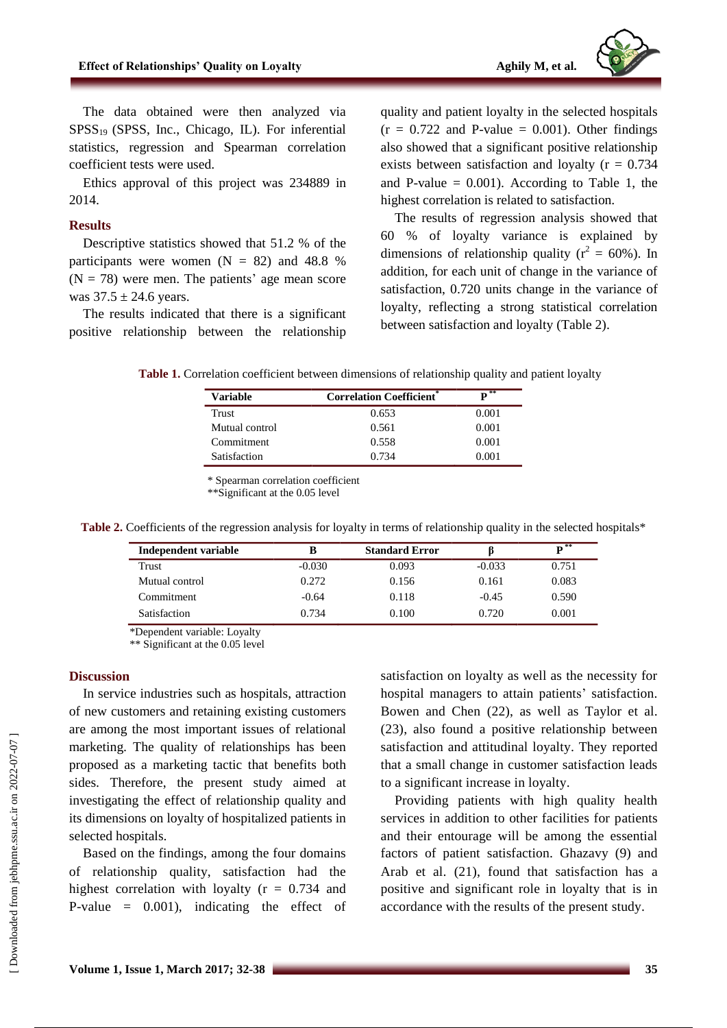The data obtained were then analyzed via $SPSS_{19}$ (SPSS, Inc., Chicago, IL). For inferential statistics, regression and Spearman correlation coefficient tests were used.

Ethics approval of this project was 234889 in 2014.

## Results

Descriptive statistics showed that 51.2 % of the participants were women (N = 82) and 48.8 % (N = 78) were men. The patients' age mean score was 37.5 ± 24.6 years.

The results indicated that there is a significant positive relationship between the relationship quality and patient loyalty in the selected hospitals (r = 0.722 and P-value = 0.001). Other findings also showed that a significant positive relationship exists between satisfaction and loyalty (r = 0.734 and P-value = 0.001). According to Table 1, the highest correlation is related to satisfaction.

The results of regression analysis showed that 60 % of loyalty variance is explained by dimensions of relationship quality ($r^2$ = 60%). In addition, for each unit of change in the variance of satisfaction, 0.720 units change in the variance of loyalty, reflecting a strong statistical correlation between satisfaction and loyalty (Table 2).

**Table 1.** Correlation coefficient between dimensions of relationship quality and patient loyalty

| Variable | Correlation Coefficient* | P** |
|---|---|---|
| Trust | 0.653 | 0.001 |
| Mutual control | 0.561 | 0.001 |
| Commitment | 0.558 | 0.001 |
| Satisfaction | 0.734 | 0.001 |

* Spearman correlation coefficient
**Significant at the 0.05 level

**Table 2.** Coefficients of the regression analysis for loyalty in terms of relationship quality in the selected hospitals*

| Independent variable | B | Standard Error | β | P** |
|---|---|---|---|---|
| Trust | -0.030 | 0.093 | -0.033 | 0.751 |
| Mutual control | 0.272 | 0.156 | 0.161 | 0.083 |
| Commitment | -0.64 | 0.118 | -0.45 | 0.590 |
| Satisfaction | 0.734 | 0.100 | 0.720 | 0.001 |

*Dependent variable: Loyalty
** Significant at the 0.05 level

## Discussion

In service industries such as hospitals, attraction of new customers and retaining existing customers are among the most important issues of relational marketing. The quality of relationships has been proposed as a marketing tactic that benefits both sides. Therefore, the present study aimed at investigating the effect of relationship quality and its dimensions on loyalty of hospitalized patients in selected hospitals.

Based on the findings, among the four domains of relationship quality, satisfaction had the highest correlation with loyalty (r = 0.734 and P-value = 0.001), indicating the effect of satisfaction on loyalty as well as the necessity for hospital managers to attain patients' satisfaction. Bowen and Chen (22), as well as Taylor et al. (23), also found a positive relationship between satisfaction and attitudinal loyalty. They reported that a small change in customer satisfaction leads to a significant increase in loyalty.

Providing patients with high quality health services in addition to other facilities for patients and their entourage will be among the essential factors of patient satisfaction. Ghazavy (9) and Arab et al. (21), found that satisfaction has a positive and significant role in loyalty that is in accordance with the results of the present study.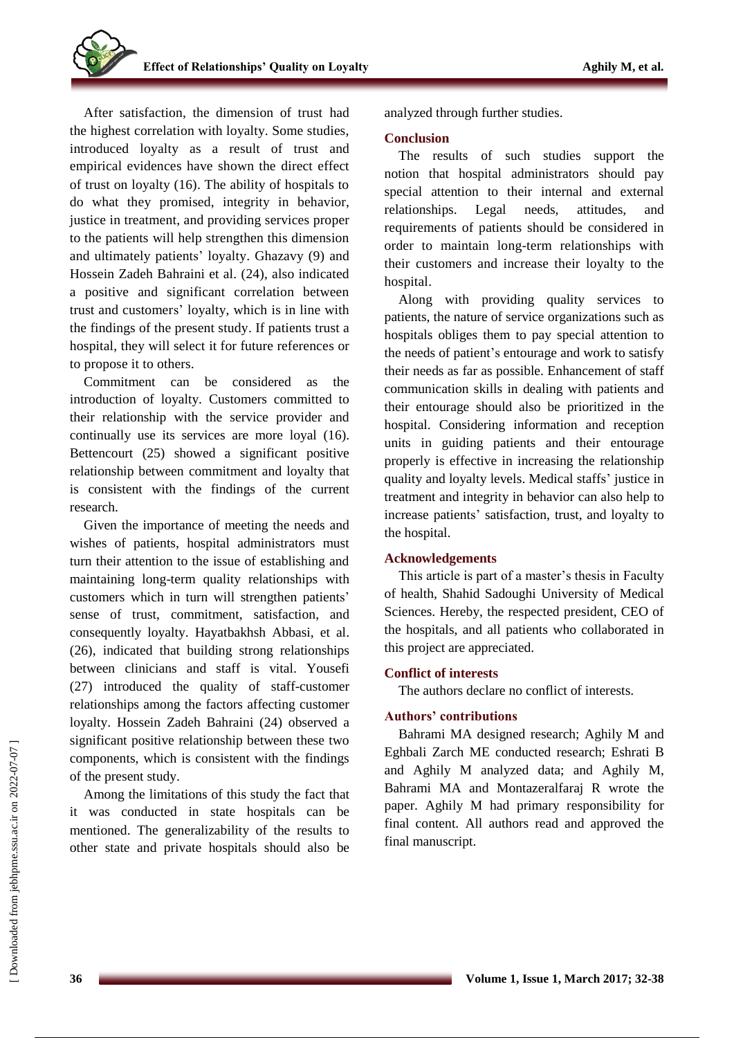After satisfaction, the dimension of trust had the highest correlation with loyalty. Some studies, introduced loyalty as a result of trust and empirical evidences have shown the direct effect of trust on loyalty (16). The ability of hospitals to do what they promised, integrity in behavior, justice in treatment, and providing services proper to the patients will help strengthen this dimension and ultimately patients' loyalty. Ghazavy (9) and Hossein Zadeh Bahraini et al. (24), also indicated a positive and significant correlation between trust and customers' loyalty, which is in line with the findings of the present study. If patients trust a hospital, they will select it for future references or to propose it to others.

Commitment can be considered as the introduction of loyalty. Customers committed to their relationship with the service provider and continually use its services are more loyal (16). Bettencourt (25) showed a significant positive relationship between commitment and loyalty that is consistent with the findings of the current research.

Given the importance of meeting the needs and wishes of patients, hospital administrators must turn their attention to the issue of establishing and maintaining long-term quality relationships with customers which in turn will strengthen patients' sense of trust, commitment, satisfaction, and consequently loyalty. Hayatbakhsh Abbasi, et al. (26), indicated that building strong relationships between clinicians and staff is vital. Yousefi (27) introduced the quality of staff-customer relationships among the factors affecting customer loyalty. Hossein Zadeh Bahraini (24) observed a significant positive relationship between these two components, which is consistent with the findings of the present study.

Among the limitations of this study the fact that it was conducted in state hospitals can be mentioned. The generalizability of the results to other state and private hospitals should also be analyzed through further studies.

## Conclusion

The results of such studies support the notion that hospital administrators should pay special attention to their internal and external relationships. Legal needs, attitudes, and requirements of patients should be considered in order to maintain long-term relationships with their customers and increase their loyalty to the hospital.

Along with providing quality services to patients, the nature of service organizations such as hospitals obliges them to pay special attention to the needs of patient's entourage and work to satisfy their needs as far as possible. Enhancement of staff communication skills in dealing with patients and their entourage should also be prioritized in the hospital. Considering information and reception units in guiding patients and their entourage properly is effective in increasing the relationship quality and loyalty levels. Medical staffs' justice in treatment and integrity in behavior can also help to increase patients' satisfaction, trust, and loyalty to the hospital.

## Acknowledgements

This article is part of a master's thesis in Faculty of health, Shahid Sadoughi University of Medical Sciences. Hereby, the respected president, CEO of the hospitals, and all patients who collaborated in this project are appreciated.

## Conflict of interests

The authors declare no conflict of interests.

## Authors' contributions

Bahrami MA designed research; Aghily M and Eghbali Zarch ME conducted research; Eshrati B and Aghily M analyzed data; and Aghily M, Bahrami MA and Montazeralfaraj R wrote the paper. Aghily M had primary responsibility for final content. All authors read and approved the final manuscript.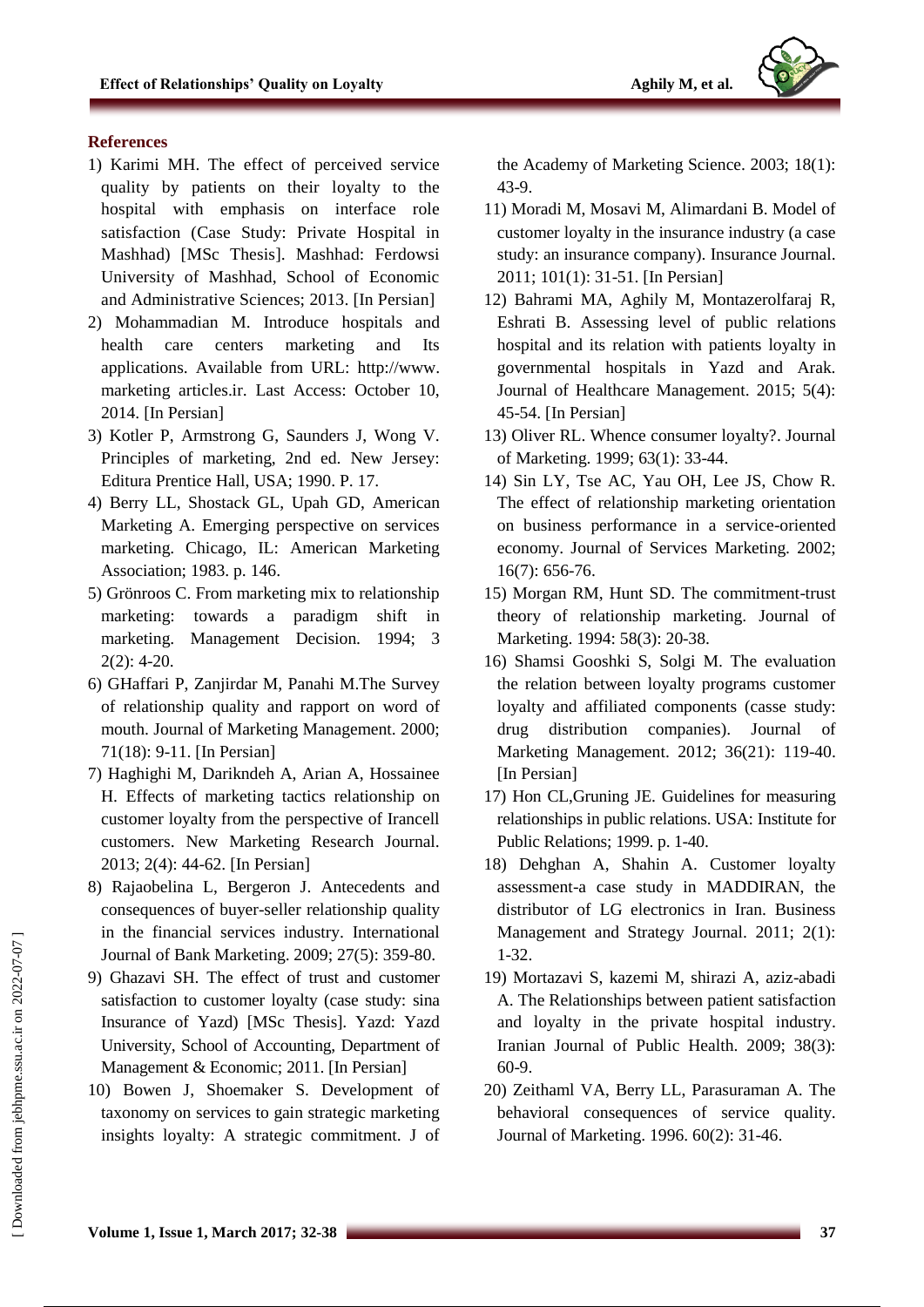### References

1) Karimi MH. The effect of perceived service quality by patients on their loyalty to the hospital with emphasis on interface role satisfaction (Case Study: Private Hospital in Mashhad) [MSc Thesis]. Mashhad: Ferdowsi University of Mashhad, School of Economic and Administrative Sciences; 2013. [In Persian]
2) Mohammadian M. Introduce hospitals and health care centers marketing and Its applications. Available from URL: http://www. marketing articles.ir. Last Access: October 10, 2014. [In Persian]
3) Kotler P, Armstrong G, Saunders J, Wong V. Principles of marketing, 2nd ed. New Jersey: Editura Prentice Hall, USA; 1990. P. 17.
4) Berry LL, Shostack GL, Upah GD, American Marketing A. Emerging perspective on services marketing. Chicago, IL: American Marketing Association; 1983. p. 146.
5) Grönroos C. From marketing mix to relationship marketing: towards a paradigm shift in marketing. Management Decision. 1994; 3 2(2): 4-20.
6) GHaffari P, Zanjirdar M, Panahi M.The Survey of relationship quality and rapport on word of mouth. Journal of Marketing Management. 2000; 71(18): 9-11. [In Persian]
7) Haghighi M, Darikndeh A, Arian A, Hossainee H. Effects of marketing tactics relationship on customer loyalty from the perspective of Irancell customers. New Marketing Research Journal. 2013; 2(4): 44-62. [In Persian]
8) Rajaobelina L, Bergeron J. Antecedents and consequences of buyer-seller relationship quality in the financial services industry. International Journal of Bank Marketing. 2009; 27(5): 359-80.
9) Ghazavi SH. The effect of trust and customer satisfaction to customer loyalty (case study: sina Insurance of Yazd) [MSc Thesis]. Yazd: Yazd University, School of Accounting, Department of Management & Economic; 2011. [In Persian]
10) Bowen J, Shoemaker S. Development of taxonomy on services to gain strategic marketing insights loyalty: A strategic commitment. J of the Academy of Marketing Science. 2003; 18(1): 43-9.
11) Moradi M, Mosavi M, Alimardani B. Model of customer loyalty in the insurance industry (a case study: an insurance company). Insurance Journal. 2011; 101(1): 31-51. [In Persian]
12) Bahrami MA, Aghily M, Montazerolfaraj R, Eshrati B. Assessing level of public relations hospital and its relation with patients loyalty in governmental hospitals in Yazd and Arak. Journal of Healthcare Management. 2015; 5(4): 45-54. [In Persian]
13) Oliver RL. Whence consumer loyalty?. Journal of Marketing. 1999; 63(1): 33-44.
14) Sin LY, Tse AC, Yau OH, Lee JS, Chow R. The effect of relationship marketing orientation on business performance in a service-oriented economy. Journal of Services Marketing. 2002; 16(7): 656-76.
15) Morgan RM, Hunt SD. The commitment-trust theory of relationship marketing. Journal of Marketing. 1994: 58(3): 20-38.
16) Shamsi Gooshki S, Solgi M. The evaluation the relation between loyalty programs customer loyalty and affiliated components (casse study: drug distribution companies). Journal of Marketing Management. 2012; 36(21): 119-40. [In Persian]
17) Hon CL,Gruning JE. Guidelines for measuring relationships in public relations. USA: Institute for Public Relations; 1999. p. 1-40.
18) Dehghan A, Shahin A. Customer loyalty assessment-a case study in MADDIRAN, the distributor of LG electronics in Iran. Business Management and Strategy Journal. 2011; 2(1): 1-32.
19) Mortazavi S, kazemi M, shirazi A, aziz-abadi A. The Relationships between patient satisfaction and loyalty in the private hospital industry. Iranian Journal of Public Health. 2009; 38(3): 60-9.
20) Zeithaml VA, Berry LL, Parasuraman A. The behavioral consequences of service quality. Journal of Marketing. 1996. 60(2): 31-46.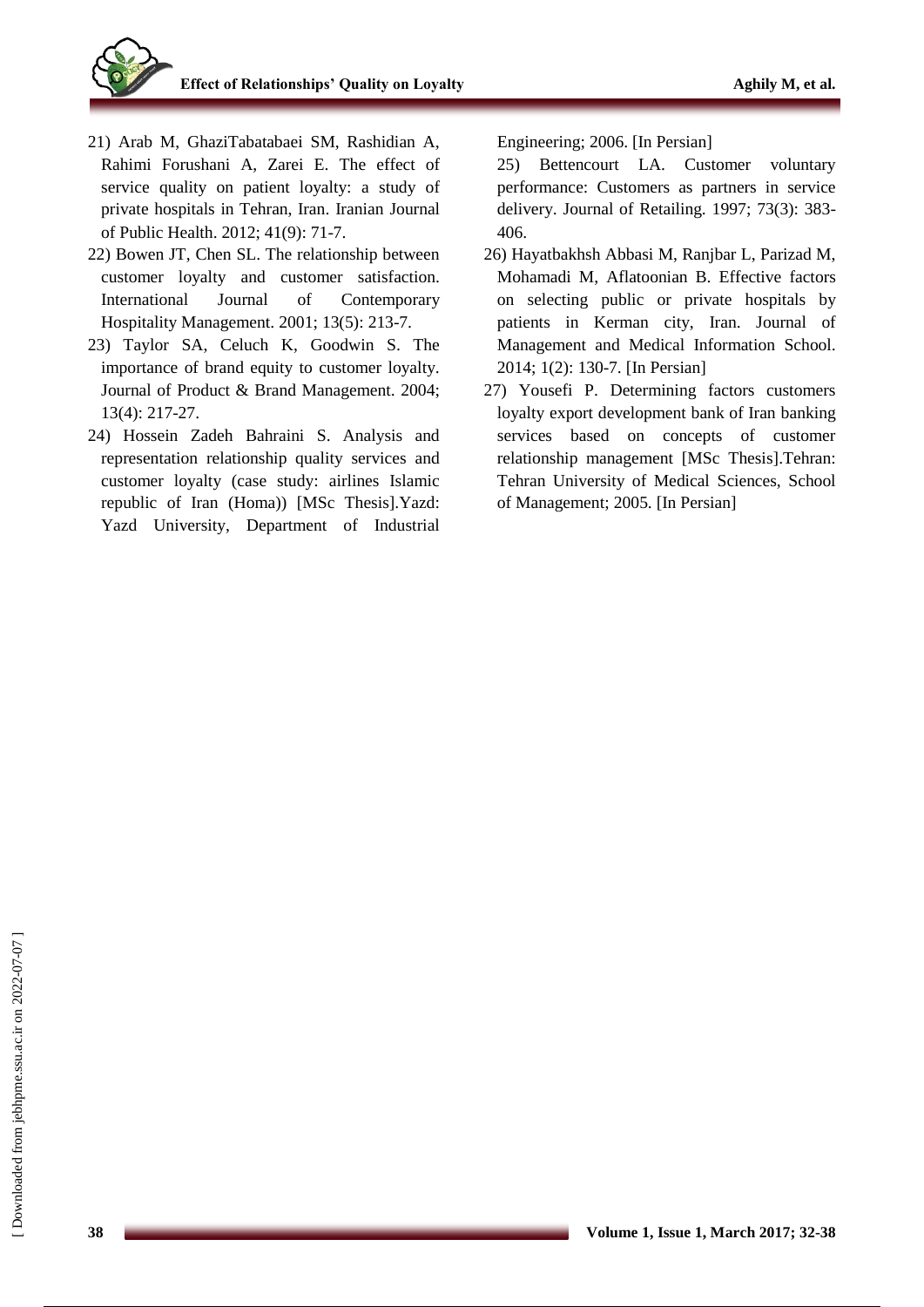21) Arab M, GhaziTabatabaei SM, Rashidian A, Rahimi Forushani A, Zarei E. The effect of service quality on patient loyalty: a study of private hospitals in Tehran, Iran. Iranian Journal of Public Health. 2012; 41(9): 71-7.

22) Bowen JT, Chen SL. The relationship between customer loyalty and customer satisfaction. International Journal of Contemporary Hospitality Management. 2001; 13(5): 213-7.

23) Taylor SA, Celuch K, Goodwin S. The importance of brand equity to customer loyalty. Journal of Product & Brand Management. 2004; 13(4): 217-27.

24) Hossein Zadeh Bahraini S. Analysis and representation relationship quality services and customer loyalty (case study: airlines Islamic republic of Iran (Homa)) [MSc Thesis].Yazd: Yazd University, Department of Industrial Engineering; 2006. [In Persian]

25) Bettencourt LA. Customer voluntary performance: Customers as partners in service delivery. Journal of Retailing. 1997; 73(3): 383-406.

26) Hayatbakhsh Abbasi M, Ranjbar L, Parizad M, Mohamadi M, Aflatoonian B. Effective factors on selecting public or private hospitals by patients in Kerman city, Iran. Journal of Management and Medical Information School. 2014; 1(2): 130-7. [In Persian]

27) Yousefi P. Determining factors customers loyalty export development bank of Iran banking services based on concepts of customer relationship management [MSc Thesis].Tehran: Tehran University of Medical Sciences, School of Management; 2005. [In Persian]